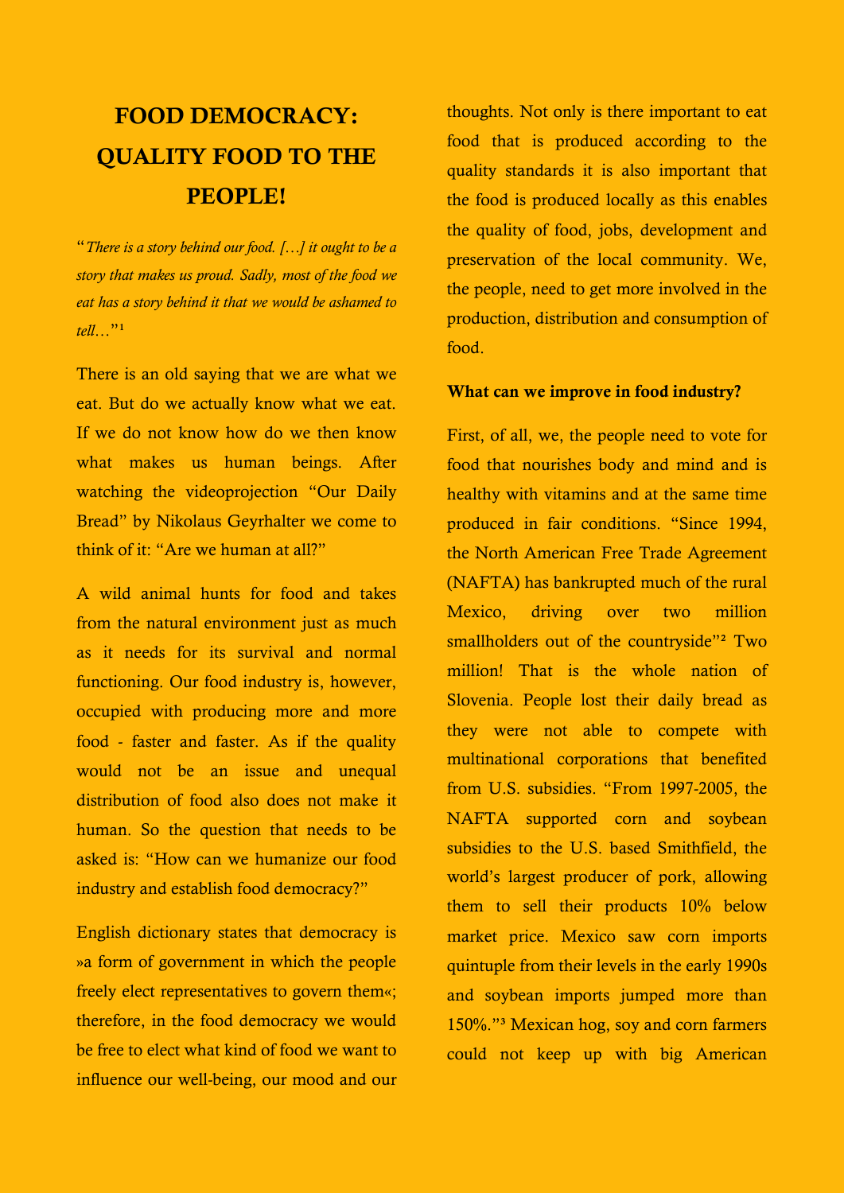# FOOD DEMOCRACY: QUALITY FOOD TO THE PEOPLE!

"*There is a story behind our food. […] it ought to be a story that makes us proud. Sadly, most of the food we eat has a story behind it that we would be ashamed to tell…*"[1]

There is an old saying that we are what we eat. But do we actually know what we eat. If we do not know how do we then know what makes us human beings. After watching the videoprojection "Our Daily Bread" by Nikolaus Geyrhalter we come to think of it: "Are we human at all?"

A wild animal hunts for food and takes from the natural environment just as much as it needs for its survival and normal functioning. Our food industry is, however, occupied with producing more and more food - faster and faster. As if the quality would not be an issue and unequal distribution of food also does not make it human. So the question that needs to be asked is: "How can we humanize our food industry and establish food democracy?"

English dictionary states that democracy is »a form of government in which the people freely elect representatives to govern them«; therefore, in the food democracy we would be free to elect what kind of food we want to influence our well-being, our mood and our thoughts. Not only is there important to eat food that is produced according to the quality standards it is also important that the food is produced locally as this enables the quality of food, jobs, development and preservation of the local community. We, the people, need to get more involved in the production, distribution and consumption of food.

**What can we improve in food industry?**

First, of all, we, the people need to vote for food that nourishes body and mind and is healthy with vitamins and at the same time produced in fair conditions. "Since 1994, the North American Free Trade Agreement (NAFTA) has bankrupted much of the rural Mexico, driving over two million smallholders out of the countryside"[2] Two million! That is the whole nation of Slovenia. People lost their daily bread as they were not able to compete with multinational corporations that benefited from U.S. subsidies. "From 1997-2005, the NAFTA supported corn and soybean subsidies to the U.S. based Smithfield, the world's largest producer of pork, allowing them to sell their products 10% below market price. Mexico saw corn imports quintuple from their levels in the early 1990s and soybean imports jumped more than 150%."[3] Mexican hog, soy and corn farmers could not keep up with big American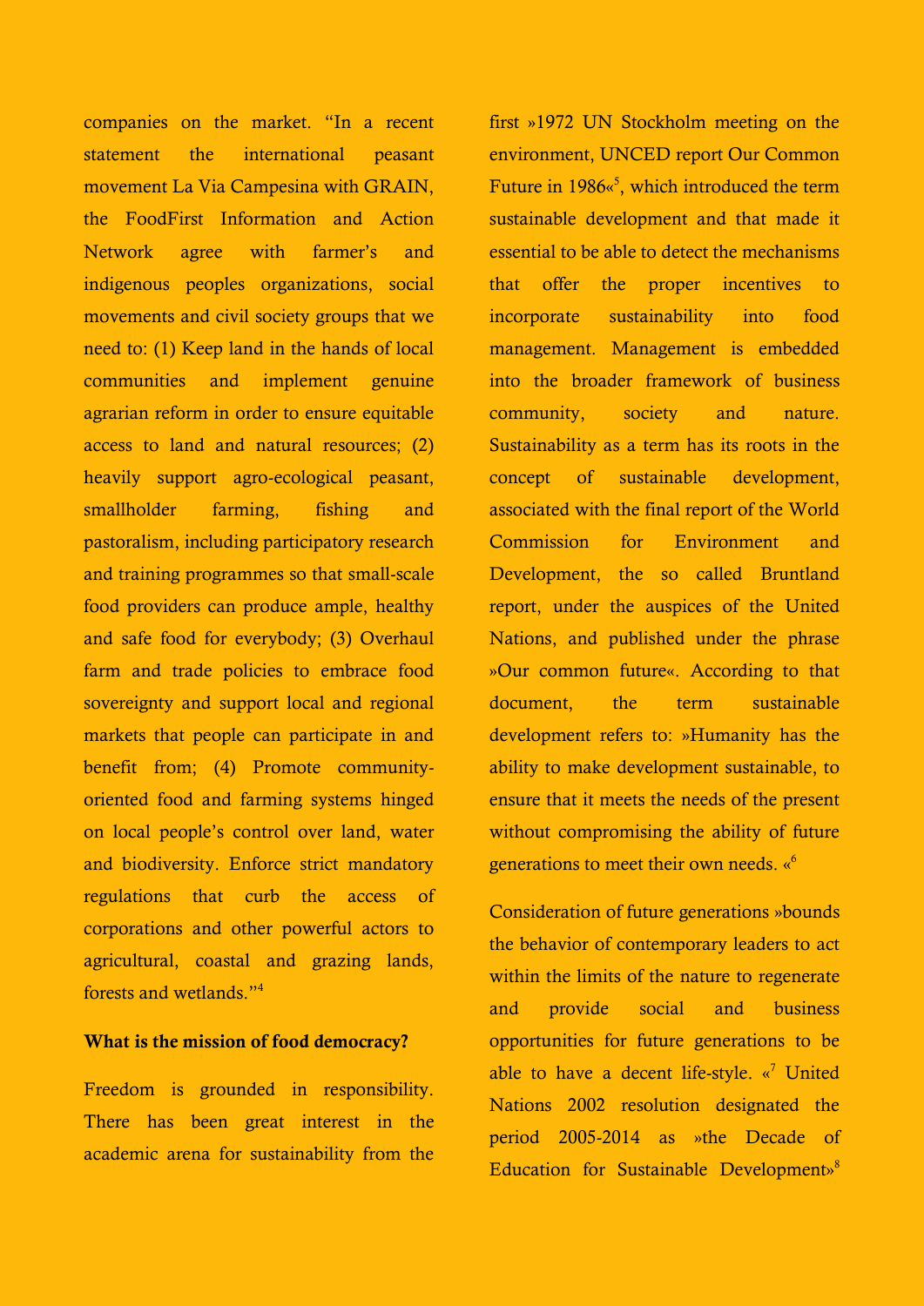companies on the market. "In a recent statement the international peasant movement La Via Campesina with GRAIN, the FoodFirst Information and Action Network agree with farmer's and indigenous peoples organizations, social movements and civil society groups that we need to: (1) Keep land in the hands of local communities and implement genuine agrarian reform in order to ensure equitable access to land and natural resources; (2) heavily support agro-ecological peasant, smallholder farming, fishing and pastoralism, including participatory research and training programmes so that small-scale food providers can produce ample, healthy and safe food for everybody; (3) Overhaul farm and trade policies to embrace food sovereignty and support local and regional markets that people can participate in and benefit from; (4) Promote community-oriented food and farming systems hinged on local people's control over land, water and biodiversity. Enforce strict mandatory regulations that curb the access of corporations and other powerful actors to agricultural, coastal and grazing lands, forests and wetlands."[4]

**What is the mission of food democracy?**

Freedom is grounded in responsibility. There has been great interest in the academic arena for sustainability from the first »1972 UN Stockholm meeting on the environment, UNCED report Our Common Future in 1986«[5], which introduced the term sustainable development and that made it essential to be able to detect the mechanisms that offer the proper incentives to incorporate sustainability into food management. Management is embedded into the broader framework of business community, society and nature. Sustainability as a term has its roots in the concept of sustainable development, associated with the final report of the World Commission for Environment and Development, the so called Bruntland report, under the auspices of the United Nations, and published under the phrase »Our common future«. According to that document, the term sustainable development refers to: »Humanity has the ability to make development sustainable, to ensure that it meets the needs of the present without compromising the ability of future generations to meet their own needs. «[6]

Consideration of future generations »bounds the behavior of contemporary leaders to act within the limits of the nature to regenerate and provide social and business opportunities for future generations to be able to have a decent life-style. «[7] United Nations 2002 resolution designated the period 2005-2014 as »the Decade of Education for Sustainable Development»[8]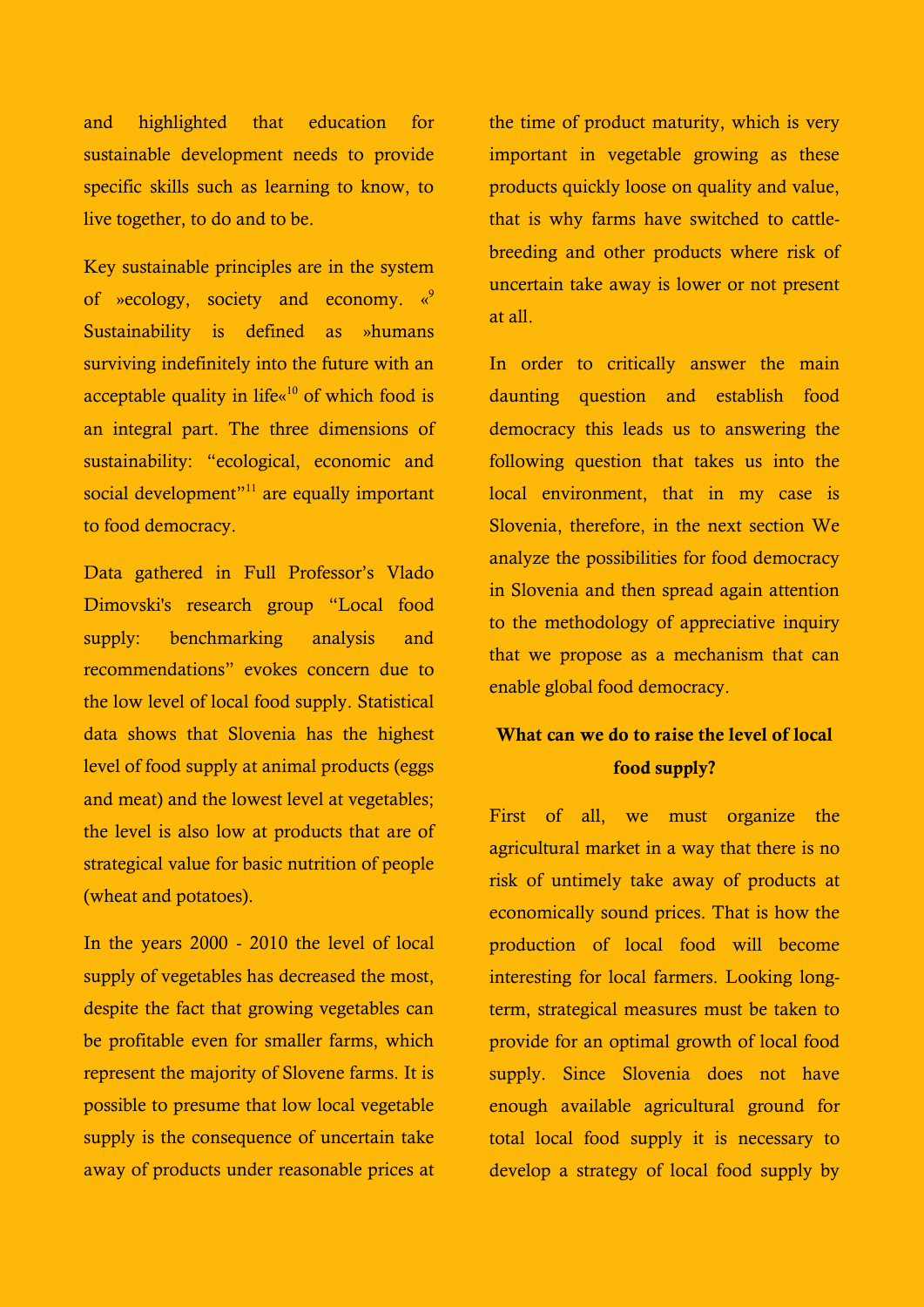and highlighted that education for sustainable development needs to provide specific skills such as learning to know, to live together, to do and to be.

Key sustainable principles are in the system of »ecology, society and economy. «[9] Sustainability is defined as »humans surviving indefinitely into the future with an acceptable quality in life«[10] of which food is an integral part. The three dimensions of sustainability: "ecological, economic and social development"[11] are equally important to food democracy.

Data gathered in Full Professor's Vlado Dimovski's research group "Local food supply: benchmarking analysis and recommendations" evokes concern due to the low level of local food supply. Statistical data shows that Slovenia has the highest level of food supply at animal products (eggs and meat) and the lowest level at vegetables; the level is also low at products that are of strategical value for basic nutrition of people (wheat and potatoes).

In the years 2000 - 2010 the level of local supply of vegetables has decreased the most, despite the fact that growing vegetables can be profitable even for smaller farms, which represent the majority of Slovene farms. It is possible to presume that low local vegetable supply is the consequence of uncertain take away of products under reasonable prices at the time of product maturity, which is very important in vegetable growing as these products quickly loose on quality and value, that is why farms have switched to cattle-breeding and other products where risk of uncertain take away is lower or not present at all.

In order to critically answer the main daunting question and establish food democracy this leads us to answering the following question that takes us into the local environment, that in my case is Slovenia, therefore, in the next section We analyze the possibilities for food democracy in Slovenia and then spread again attention to the methodology of appreciative inquiry that we propose as a mechanism that can enable global food democracy.

## What can we do to raise the level of local food supply?

First of all, we must organize the agricultural market in a way that there is no risk of untimely take away of products at economically sound prices. That is how the production of local food will become interesting for local farmers. Looking long-term, strategical measures must be taken to provide for an optimal growth of local food supply. Since Slovenia does not have enough available agricultural ground for total local food supply it is necessary to develop a strategy of local food supply by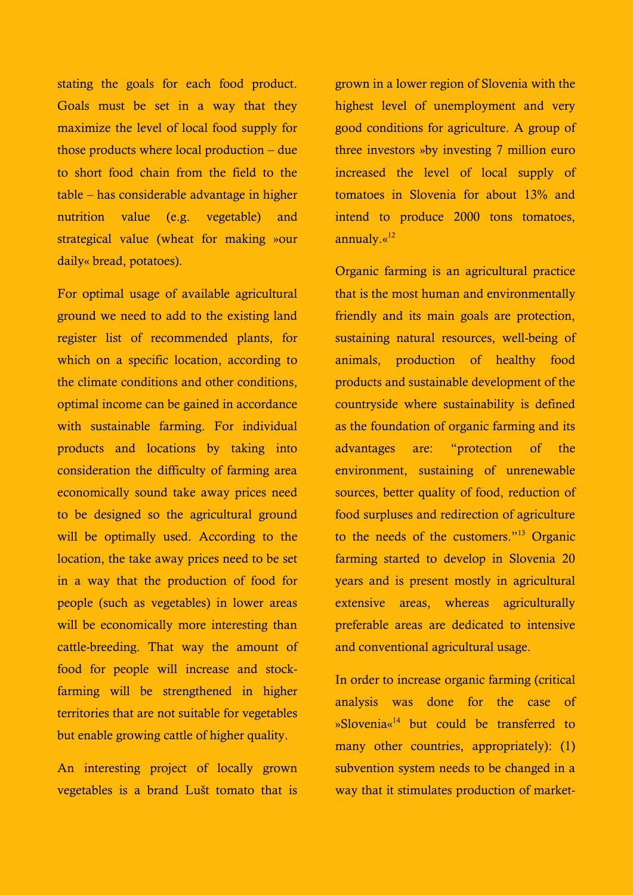stating the goals for each food product. Goals must be set in a way that they maximize the level of local food supply for those products where local production – due to short food chain from the field to the table – has considerable advantage in higher nutrition value (e.g. vegetable) and strategical value (wheat for making »our daily« bread, potatoes).

For optimal usage of available agricultural ground we need to add to the existing land register list of recommended plants, for which on a specific location, according to the climate conditions and other conditions, optimal income can be gained in accordance with sustainable farming. For individual products and locations by taking into consideration the difficulty of farming area economically sound take away prices need to be designed so the agricultural ground will be optimally used. According to the location, the take away prices need to be set in a way that the production of food for people (such as vegetables) in lower areas will be economically more interesting than cattle-breeding. That way the amount of food for people will increase and stock-farming will be strengthened in higher territories that are not suitable for vegetables but enable growing cattle of higher quality.

An interesting project of locally grown vegetables is a brand Lušt tomato that is grown in a lower region of Slovenia with the highest level of unemployment and very good conditions for agriculture. A group of three investors »by investing 7 million euro increased the level of local supply of tomatoes in Slovenia for about 13% and intend to produce 2000 tons tomatoes, annualy.«[12]

Organic farming is an agricultural practice that is the most human and environmentally friendly and its main goals are protection, sustaining natural resources, well-being of animals, production of healthy food products and sustainable development of the countryside where sustainability is defined as the foundation of organic farming and its advantages are: "protection of the environment, sustaining of unrenewable sources, better quality of food, reduction of food surpluses and redirection of agriculture to the needs of the customers."[13] Organic farming started to develop in Slovenia 20 years and is present mostly in agricultural extensive areas, whereas agriculturally preferable areas are dedicated to intensive and conventional agricultural usage.

In order to increase organic farming (critical analysis was done for the case of »Slovenia«[14] but could be transferred to many other countries, appropriately): (1) subvention system needs to be changed in a way that it stimulates production of market-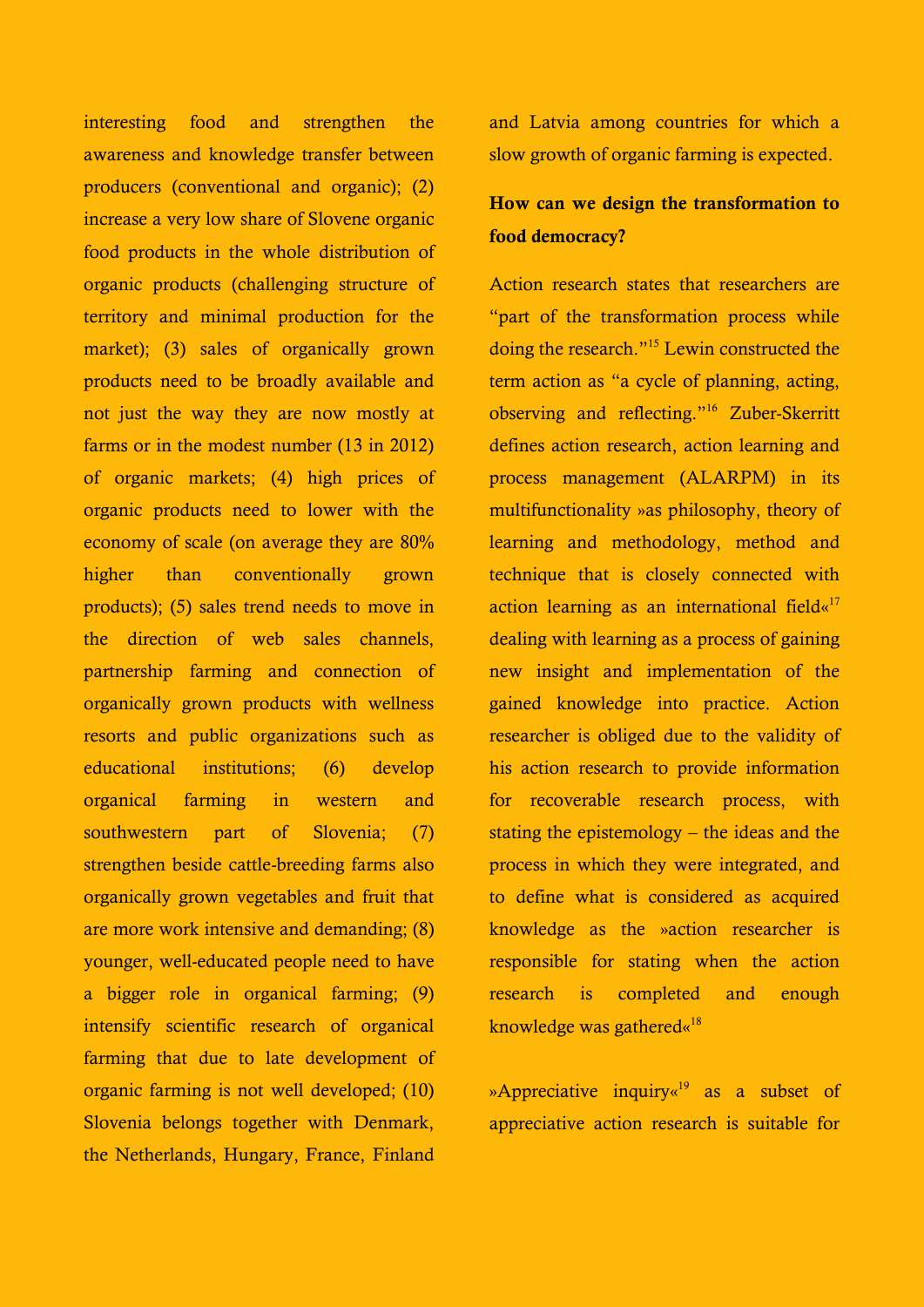interesting food and strengthen the awareness and knowledge transfer between producers (conventional and organic); (2) increase a very low share of Slovene organic food products in the whole distribution of organic products (challenging structure of territory and minimal production for the market); (3) sales of organically grown products need to be broadly available and not just the way they are now mostly at farms or in the modest number (13 in 2012) of organic markets; (4) high prices of organic products need to lower with the economy of scale (on average they are 80% higher than conventionally grown products); (5) sales trend needs to move in the direction of web sales channels, partnership farming and connection of organically grown products with wellness resorts and public organizations such as educational institutions; (6) develop organical farming in western and southwestern part of Slovenia; (7) strengthen beside cattle-breeding farms also organically grown vegetables and fruit that are more work intensive and demanding; (8) younger, well-educated people need to have a bigger role in organical farming; (9) intensify scientific research of organical farming that due to late development of organic farming is not well developed; (10) Slovenia belongs together with Denmark, the Netherlands, Hungary, France, Finland and Latvia among countries for which a slow growth of organic farming is expected.

### How can we design the transformation to food democracy?

Action research states that researchers are "part of the transformation process while doing the research."[15] Lewin constructed the term action as "a cycle of planning, acting, observing and reflecting."[16] Zuber-Skerritt defines action research, action learning and process management (ALARPM) in its multifunctionality »as philosophy, theory of learning and methodology, method and technique that is closely connected with action learning as an international field«[17] dealing with learning as a process of gaining new insight and implementation of the gained knowledge into practice. Action researcher is obliged due to the validity of his action research to provide information for recoverable research process, with stating the epistemology – the ideas and the process in which they were integrated, and to define what is considered as acquired knowledge as the »action researcher is responsible for stating when the action research is completed and enough knowledge was gathered«[18]

»Appreciative inquiry«[19] as a subset of appreciative action research is suitable for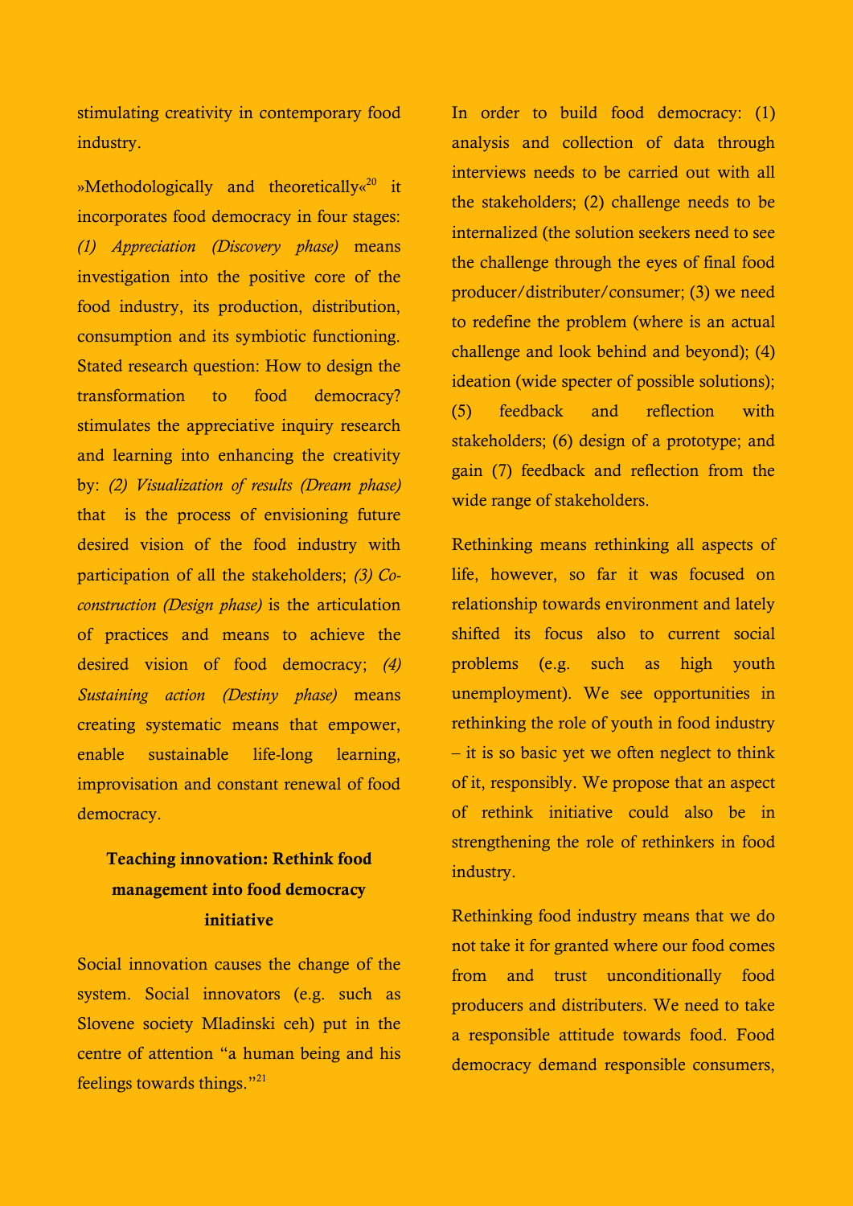stimulating creativity in contemporary food industry.

»Methodologically and theoretically«[20] it incorporates food democracy in four stages: *(1) Appreciation (Discovery phase)* means investigation into the positive core of the food industry, its production, distribution, consumption and its symbiotic functioning. Stated research question: How to design the transformation to food democracy? stimulates the appreciative inquiry research and learning into enhancing the creativity by: *(2) Visualization of results (Dream phase)* that is the process of envisioning future desired vision of the food industry with participation of all the stakeholders; *(3) Co-construction (Design phase)* is the articulation of practices and means to achieve the desired vision of food democracy; *(4) Sustaining action (Destiny phase)* means creating systematic means that empower, enable sustainable life-long learning, improvisation and constant renewal of food democracy.

## Teaching innovation: Rethink food management into food democracy initiative

Social innovation causes the change of the system. Social innovators (e.g. such as Slovene society Mladinski ceh) put in the centre of attention "a human being and his feelings towards things."[21]

In order to build food democracy: (1) analysis and collection of data through interviews needs to be carried out with all the stakeholders; (2) challenge needs to be internalized (the solution seekers need to see the challenge through the eyes of final food producer/distributer/consumer; (3) we need to redefine the problem (where is an actual challenge and look behind and beyond); (4) ideation (wide specter of possible solutions); (5) feedback and reflection with stakeholders; (6) design of a prototype; and gain (7) feedback and reflection from the wide range of stakeholders.

Rethinking means rethinking all aspects of life, however, so far it was focused on relationship towards environment and lately shifted its focus also to current social problems (e.g. such as high youth unemployment). We see opportunities in rethinking the role of youth in food industry – it is so basic yet we often neglect to think of it, responsibly. We propose that an aspect of rethink initiative could also be in strengthening the role of rethinkers in food industry.

Rethinking food industry means that we do not take it for granted where our food comes from and trust unconditionally food producers and distributers. We need to take a responsible attitude towards food. Food democracy demand responsible consumers,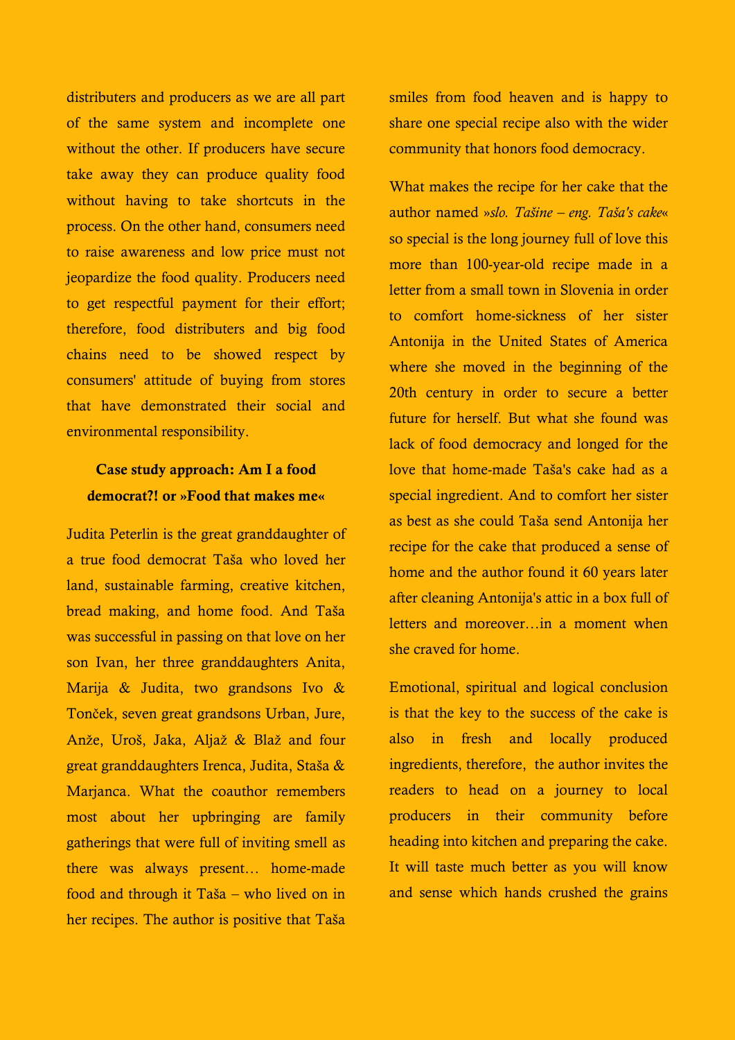distributers and producers as we are all part of the same system and incomplete one without the other. If producers have secure take away they can produce quality food without having to take shortcuts in the process. On the other hand, consumers need to raise awareness and low price must not jeopardize the food quality. Producers need to get respectful payment for their effort; therefore, food distributers and big food chains need to be showed respect by consumers' attitude of buying from stores that have demonstrated their social and environmental responsibility.

**Case study approach: Am I a food democrat?! or »Food that makes me«**

Judita Peterlin is the great granddaughter of a true food democrat Taša who loved her land, sustainable farming, creative kitchen, bread making, and home food. And Taša was successful in passing on that love on her son Ivan, her three granddaughters Anita, Marija & Judita, two grandsons Ivo & Tonček, seven great grandsons Urban, Jure, Anže, Uroš, Jaka, Aljaž & Blaž and four great granddaughters Irenca, Judita, Staša & Marjanca. What the coauthor remembers most about her upbringing are family gatherings that were full of inviting smell as there was always present… home-made food and through it Taša – who lived on in her recipes. The author is positive that Taša smiles from food heaven and is happy to share one special recipe also with the wider community that honors food democracy.

What makes the recipe for her cake that the author named »*slo. Tašine – eng. Taša's cake*« so special is the long journey full of love this more than 100-year-old recipe made in a letter from a small town in Slovenia in order to comfort home-sickness of her sister Antonija in the United States of America where she moved in the beginning of the 20th century in order to secure a better future for herself. But what she found was lack of food democracy and longed for the love that home-made Taša's cake had as a special ingredient. And to comfort her sister as best as she could Taša send Antonija her recipe for the cake that produced a sense of home and the author found it 60 years later after cleaning Antonija's attic in a box full of letters and moreover…in a moment when she craved for home.

Emotional, spiritual and logical conclusion is that the key to the success of the cake is also in fresh and locally produced ingredients, therefore, the author invites the readers to head on a journey to local producers in their community before heading into kitchen and preparing the cake. It will taste much better as you will know and sense which hands crushed the grains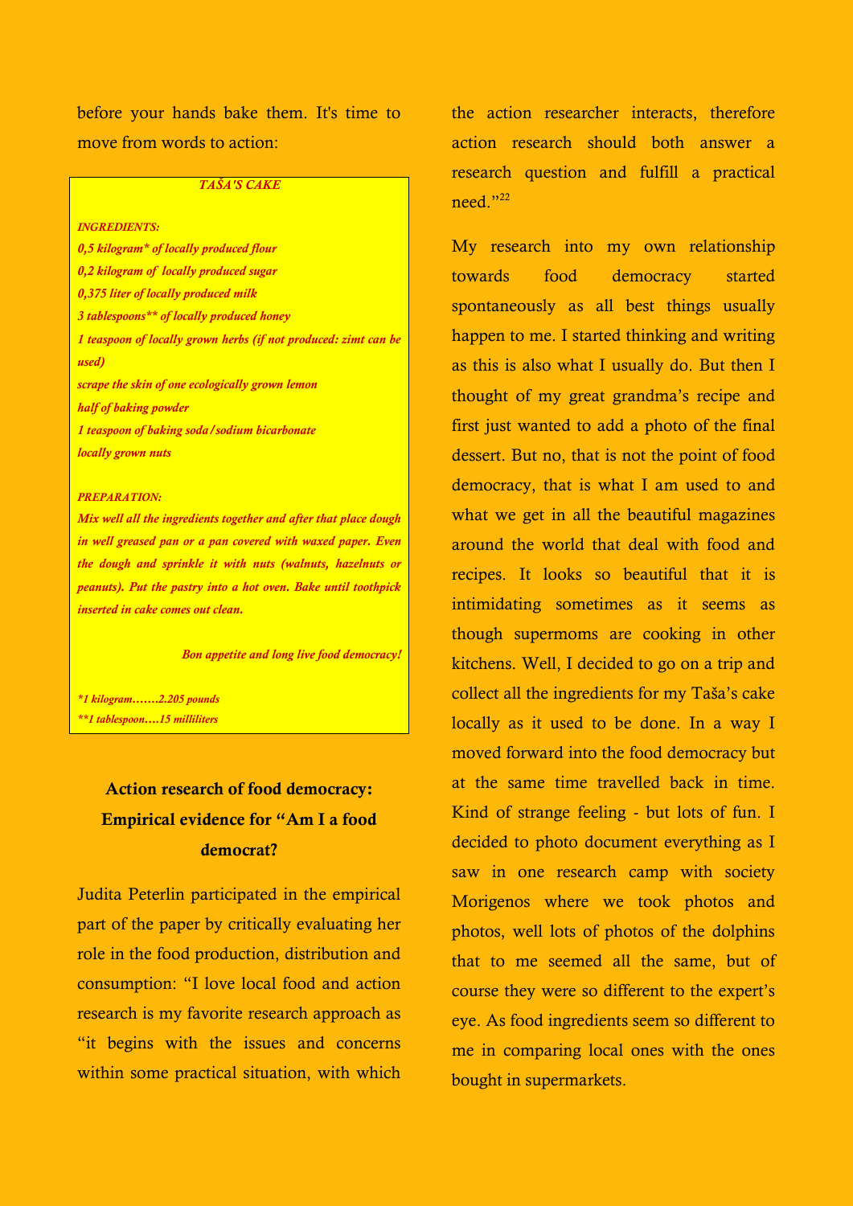before your hands bake them. It's time to move from words to action:

***TAŠA'S CAKE***

***INGREDIENTS:***

*0,5 kilogram* of locally produced flour*
*0,2 kilogram of locally produced sugar*
*0,375 liter of locally produced milk*
*3 tablespoons** of locally produced honey*
*1 teaspoon of locally grown herbs (if not produced: zimt can be used)*
*scrape the skin of one ecologically grown lemon*
*half of baking powder*
*1 teaspoon of baking soda/sodium bicarbonate*
*locally grown nuts*

***PREPARATION:***

*Mix well all the ingredients together and after that place dough in well greased pan or a pan covered with waxed paper. Even the dough and sprinkle it with nuts (walnuts, hazelnuts or peanuts). Put the pastry into a hot oven. Bake until toothpick inserted in cake comes out clean.*

*Bon appetite and long live food democracy!*

**1 kilogram…….2.205 pounds*
***1 tablespoon….15 milliliters*

### Action research of food democracy: Empirical evidence for "Am I a food democrat?

Judita Peterlin participated in the empirical part of the paper by critically evaluating her role in the food production, distribution and consumption: "I love local food and action research is my favorite research approach as "it begins with the issues and concerns within some practical situation, with which the action researcher interacts, therefore action research should both answer a research question and fulfill a practical need."[22]

My research into my own relationship towards food democracy started spontaneously as all best things usually happen to me. I started thinking and writing as this is also what I usually do. But then I thought of my great grandma's recipe and first just wanted to add a photo of the final dessert. But no, that is not the point of food democracy, that is what I am used to and what we get in all the beautiful magazines around the world that deal with food and recipes. It looks so beautiful that it is intimidating sometimes as it seems as though supermoms are cooking in other kitchens. Well, I decided to go on a trip and collect all the ingredients for my Taša's cake locally as it used to be done. In a way I moved forward into the food democracy but at the same time travelled back in time. Kind of strange feeling - but lots of fun. I decided to photo document everything as I saw in one research camp with society Morigenos where we took photos and photos, well lots of photos of the dolphins that to me seemed all the same, but of course they were so different to the expert's eye. As food ingredients seem so different to me in comparing local ones with the ones bought in supermarkets.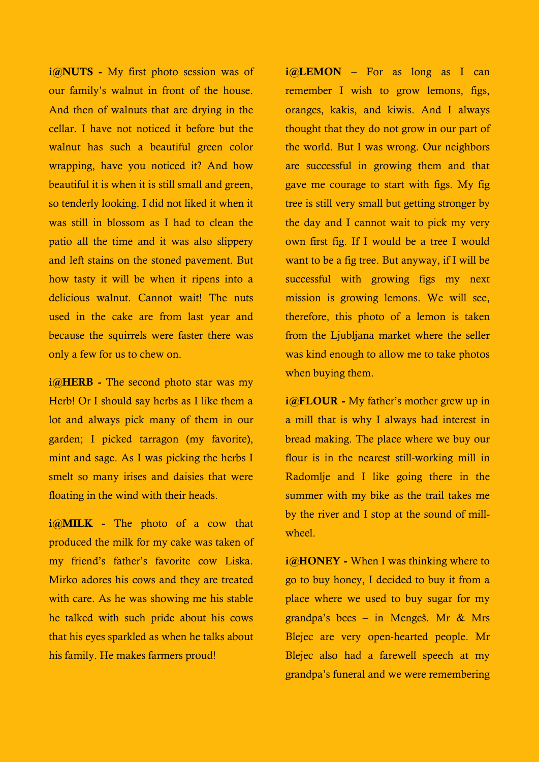**i@NUTS -** My first photo session was of our family's walnut in front of the house. And then of walnuts that are drying in the cellar. I have not noticed it before but the walnut has such a beautiful green color wrapping, have you noticed it? And how beautiful it is when it is still small and green, so tenderly looking. I did not liked it when it was still in blossom as I had to clean the patio all the time and it was also slippery and left stains on the stoned pavement. But how tasty it will be when it ripens into a delicious walnut. Cannot wait! The nuts used in the cake are from last year and because the squirrels were faster there was only a few for us to chew on.

**i@HERB -** The second photo star was my Herb! Or I should say herbs as I like them a lot and always pick many of them in our garden; I picked tarragon (my favorite), mint and sage. As I was picking the herbs I smelt so many irises and daisies that were floating in the wind with their heads.

**i@MILK -** The photo of a cow that produced the milk for my cake was taken of my friend's father's favorite cow Liska. Mirko adores his cows and they are treated with care. As he was showing me his stable he talked with such pride about his cows that his eyes sparkled as when he talks about his family. He makes farmers proud!

**i@LEMON** – For as long as I can remember I wish to grow lemons, figs, oranges, kakis, and kiwis. And I always thought that they do not grow in our part of the world. But I was wrong. Our neighbors are successful in growing them and that gave me courage to start with figs. My fig tree is still very small but getting stronger by the day and I cannot wait to pick my very own first fig. If I would be a tree I would want to be a fig tree. But anyway, if I will be successful with growing figs my next mission is growing lemons. We will see, therefore, this photo of a lemon is taken from the Ljubljana market where the seller was kind enough to allow me to take photos when buying them.

**i@FLOUR -** My father's mother grew up in a mill that is why I always had interest in bread making. The place where we buy our flour is in the nearest still-working mill in Radomlje and I like going there in the summer with my bike as the trail takes me by the river and I stop at the sound of mill-wheel.

**i@HONEY -** When I was thinking where to go to buy honey, I decided to buy it from a place where we used to buy sugar for my grandpa's bees – in Mengeš. Mr & Mrs Blejec are very open-hearted people. Mr Blejec also had a farewell speech at my grandpa's funeral and we were remembering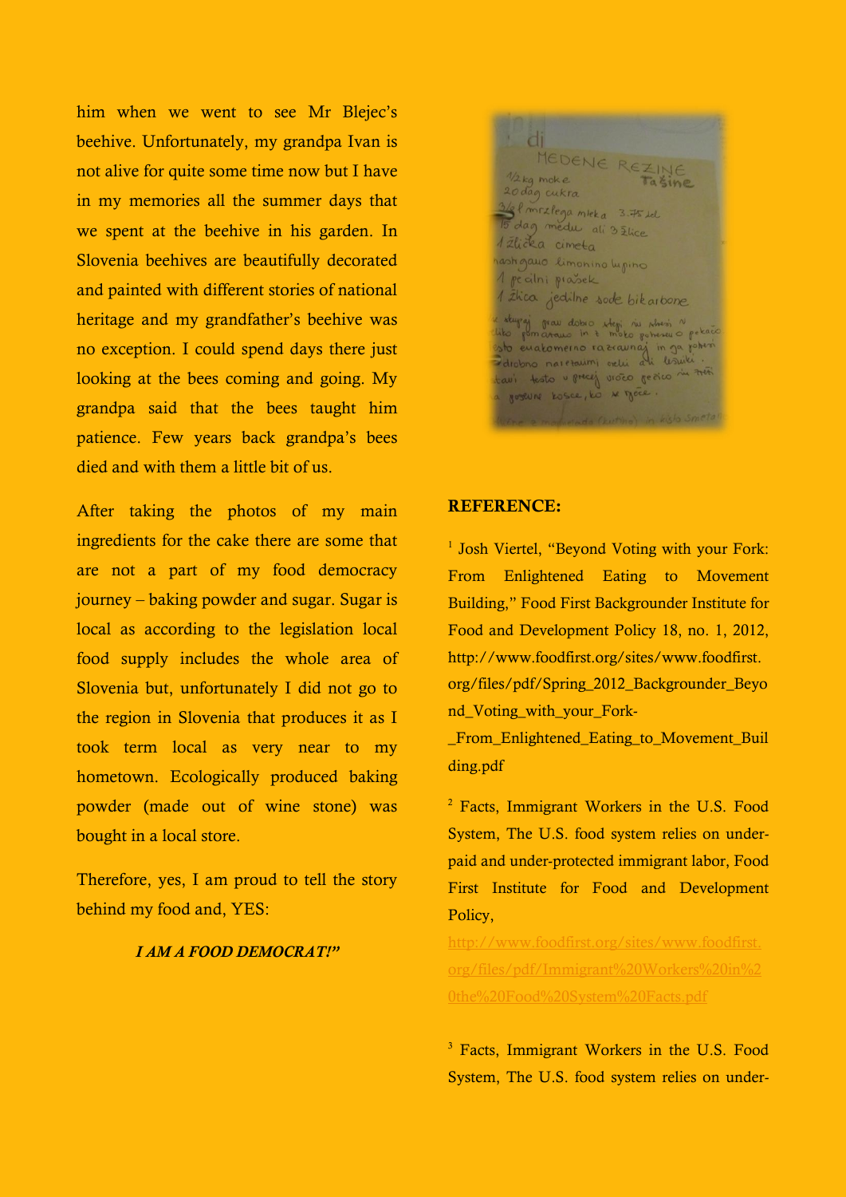him when we went to see Mr Blejec's beehive. Unfortunately, my grandpa Ivan is not alive for quite some time now but I have in my memories all the summer days that we spent at the beehive in his garden. In Slovenia beehives are beautifully decorated and painted with different stories of national heritage and my grandfather's beehive was no exception. I could spend days there just looking at the bees coming and going. My grandpa said that the bees taught him patience. Few years back grandpa's bees died and with them a little bit of us.

After taking the photos of my main ingredients for the cake there are some that are not a part of my food democracy journey – baking powder and sugar. Sugar is local as according to the legislation local food supply includes the whole area of Slovenia but, unfortunately I did not go to the region in Slovenia that produces it as I took term local as very near to my hometown. Ecologically produced baking powder (made out of wine stone) was bought in a local store.

Therefore, yes, I am proud to tell the story behind my food and, YES:

***I AM A FOOD DEMOCRAT!"***

**REFERENCE:**

[1] Josh Viertel, "Beyond Voting with your Fork: From Enlightened Eating to Movement Building," Food First Backgrounder Institute for Food and Development Policy 18, no. 1, 2012, http://www.foodfirst.org/sites/www.foodfirst.org/files/pdf/Spring_2012_Backgrounder_Beyond_Voting_with_your_Fork-_From_Enlightened_Eating_to_Movement_Building.pdf

[2] Facts, Immigrant Workers in the U.S. Food System, The U.S. food system relies on under-paid and under-protected immigrant labor, Food First Institute for Food and Development Policy, http://www.foodfirst.org/sites/www.foodfirst.org/files/pdf/Immigrant%20Workers%20in%20the%20Food%20System%20Facts.pdf

[3] Facts, Immigrant Workers in the U.S. Food System, The U.S. food system relies on under-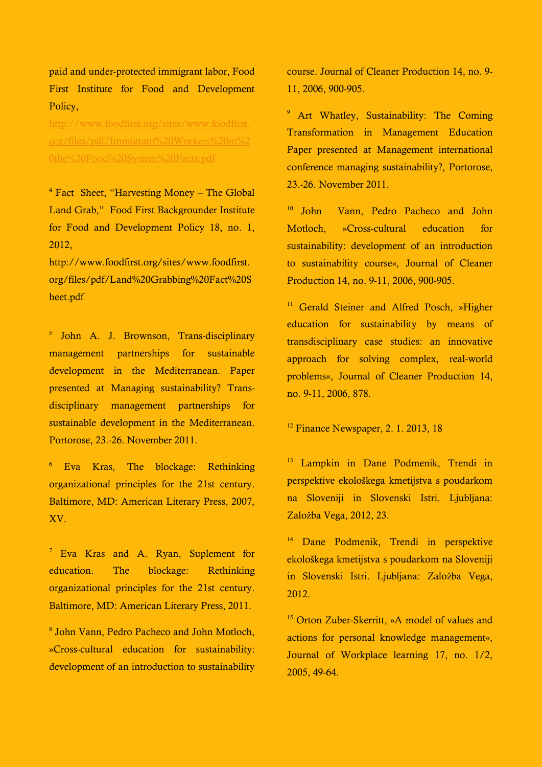paid and under-protected immigrant labor, Food First Institute for Food and Development Policy, http://www.foodfirst.org/sites/www.foodfirst.org/files/pdf/Immigrant%20Workers%20in%20the%20Food%20System%20Facts.pdf

[4] Fact Sheet, "Harvesting Money – The Global Land Grab," Food First Backgrounder Institute for Food and Development Policy 18, no. 1, 2012, http://www.foodfirst.org/sites/www.foodfirst.org/files/pdf/Land%20Grabbing%20Fact%20Sheet.pdf

[5] John A. J. Brownson, Trans-disciplinary management partnerships for sustainable development in the Mediterranean. Paper presented at Managing sustainability? Trans-disciplinary management partnerships for sustainable development in the Mediterranean. Portorose, 23.-26. November 2011.

[6] Eva Kras, The blockage: Rethinking organizational principles for the 21st century. Baltimore, MD: American Literary Press, 2007, XV.

[7] Eva Kras and A. Ryan, Suplement for education. The blockage: Rethinking organizational principles for the 21st century. Baltimore, MD: American Literary Press, 2011.

[8] John Vann, Pedro Pacheco and John Motloch, »Cross-cultural education for sustainability: development of an introduction to sustainability course. Journal of Cleaner Production 14, no. 9-11, 2006, 900-905.

[9] Art Whatley, Sustainability: The Coming Transformation in Management Education Paper presented at Management international conference managing sustainability?, Portorose, 23.-26. November 2011.

[10] John Vann, Pedro Pacheco and John Motloch, »Cross-cultural education for sustainability: development of an introduction to sustainability course«, Journal of Cleaner Production 14, no. 9-11, 2006, 900-905.

[11] Gerald Steiner and Alfred Posch, »Higher education for sustainability by means of transdisciplinary case studies: an innovative approach for solving complex, real-world problems«, Journal of Cleaner Production 14, no. 9-11, 2006, 878.

[12] Finance Newspaper, 2. 1. 2013, 18

[13] Lampkin in Dane Podmenik, Trendi in perspektive ekološkega kmetijstva s poudarkom na Sloveniji in Slovenski Istri. Ljubljana: Založba Vega, 2012, 23.

[14] Dane Podmenik, Trendi in perspektive ekološkega kmetijstva s poudarkom na Sloveniji in Slovenski Istri. Ljubljana: Založba Vega, 2012.

[15] Orton Zuber-Skerritt, »A model of values and actions for personal knowledge management«, Journal of Workplace learning 17, no. 1/2, 2005, 49-64.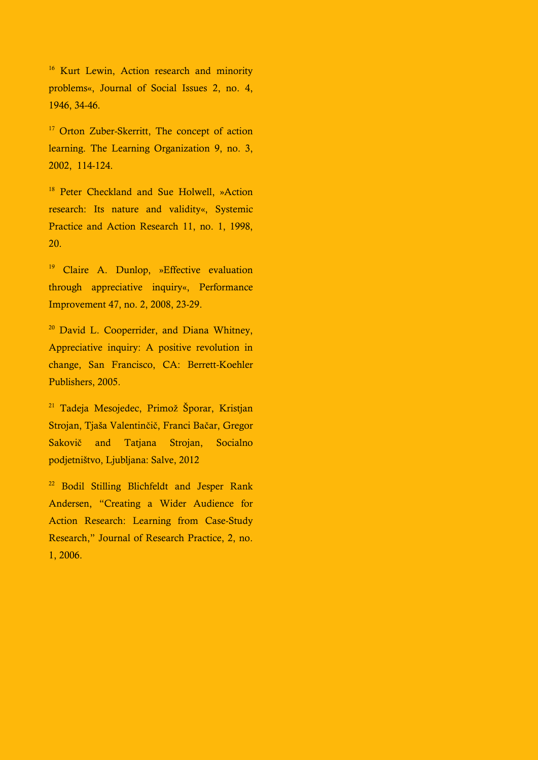[16] Kurt Lewin, Action research and minority problems«, Journal of Social Issues 2, no. 4, 1946, 34-46.

[17] Orton Zuber-Skerritt, The concept of action learning. The Learning Organization 9, no. 3, 2002, 114-124.

[18] Peter Checkland and Sue Holwell, »Action research: Its nature and validity«, Systemic Practice and Action Research 11, no. 1, 1998, 20.

[19] Claire A. Dunlop, »Effective evaluation through appreciative inquiry«, Performance Improvement 47, no. 2, 2008, 23-29.

[20] David L. Cooperrider, and Diana Whitney, Appreciative inquiry: A positive revolution in change, San Francisco, CA: Berrett-Koehler Publishers, 2005.

[21] Tadeja Mesojedec, Primož Šporar, Kristjan Strojan, Tjaša Valentinčič, Franci Bačar, Gregor Sakovič and Tatjana Strojan, Socialno podjetništvo, Ljubljana: Salve, 2012

[22] Bodil Stilling Blichfeldt and Jesper Rank Andersen, "Creating a Wider Audience for Action Research: Learning from Case-Study Research," Journal of Research Practice, 2, no. 1, 2006.